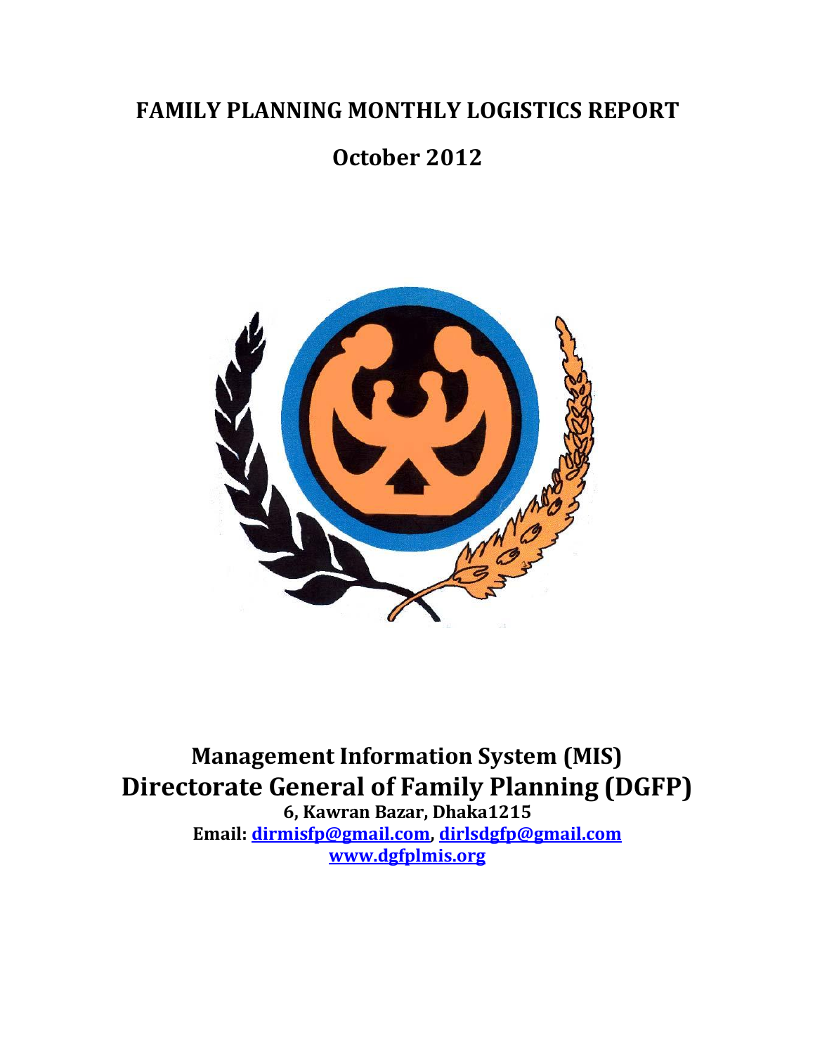# FAMILY PLANNING MONTHLY LOGISTICS REPORT

## October 2012

## Management Information System (MIS)

## Directorate General of Family Planning (DGFP)

**6, Kawran Bazar, Dhaka1215**

**Email: dirmisfp@gmail.com, dirlsdgfp@gmail.com**

**www.dgfplmis.org**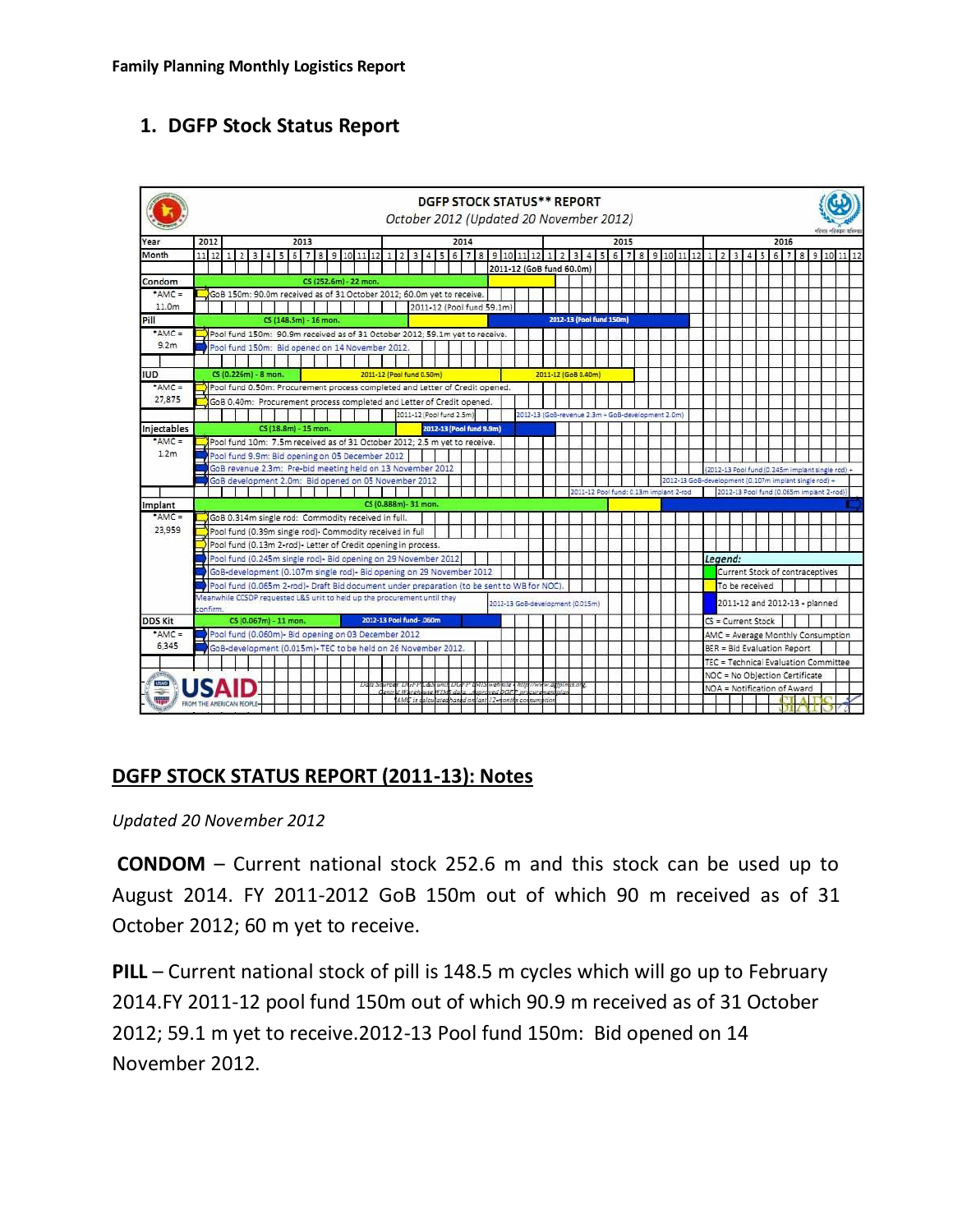Family Planning Monthly Logistics Report

## 1. DGFP Stock Status Report

**DGFP STOCK STATUS** REPORT**

*October 2012 (Updated 20 November 2012)*

| Product | AMC | Status |
|---|---|---|
| Condom | *AMC = 11.0m | CS (252.6m) - 22 mon. |
| | | GoB 150m: 90.0m received as of 31 October 2012; 60.0m yet to receive. |
| | | 2011-12 (Pool fund 59.1m) |
| | | 2011-12 (GoB fund 60.0m) |
| Pill | *AMC = 9.2m | CS (148.5m) - 16 mon. |
| | | 2012-13 (Pool fund 150m) |
| | | Pool fund 150m: 90.9m received as of 31 October 2012; 59.1m yet to receive. |
| | | Pool fund 150m: Bid opened on 14 November 2012. |
| IUD | *AMC = 27,875 | CS (0.226m) - 8 mon. |
| | | 2011-12 (Pool fund 0.50m) |
| | | 2011-12 (GoB 0.40m) |
| | | Pool fund 0.50m: Procurement process completed and Letter of Credit opened. |
| | | GoB 0.40m: Procurement process completed and Letter of Credit opened. |
| Injectables | *AMC = 1.2m | CS (18.8m) - 15 mon. |
| | | 2012-13 (Pool fund 9.9m) |
| | | 2011-12 (Pool fund 2.5m) |
| | | 2012-13 (GoB-revenue 2.3m + GoB-development 2.0m) |
| | | Pool fund 10m: 7.5m received as of 31 October 2012; 2.5 m yet to receive. |
| | | Pool fund 9.9m: Bid opening on 05 December 2012 |
| | | GoB revenue 2.3m: Pre-bid meeting held on 13 November 2012 |
| | | GoB development 2.0m: Bid opened on 05 November 2012 |
| Implant | *AMC = 23,959 | CS (0.888m) - 31 mon. |
| | | 2011-12 Pool fund: 0.13m implant 2-rod |
| | | 2012-13 Pool fund (0.245m implant single rod) + 2012-13 GoB-development (0.107m implant single rod) + 2012-13 Pool fund (0.065m implant 2-rod) |
| | | GoB 0.314m single rod: Commodity received in full. |
| | | Pool fund (0.39m single rod)- Commodity received in full |
| | | Pool fund (0.13m 2-rod)- Letter of Credit opening in process. |
| | | Pool fund (0.245m single rod)- Bid opening on 29 November 2012 |
| | | GoB-development (0.107m single rod)- Bid opening on 29 November 2012 |
| | | Pool fund (0.065m 2-rod)- Draft Bid document under preparation (to be sent to WB for NOC). |
| | | Meanwhile CCSDP requested L&S unit to held up the procurement until they confirm. |
| | | 2012-13 GoB-development (0.015m) |
| DDS Kit | *AMC = 6,345 | CS (0.067m) - 11 mon. |
| | | 2012-13 Pool fund- .060m |
| | | Pool fund (0.060m)- Bid opening on 03 December 2012 |
| | | GoB-development (0.015m)- TEC to be held on 26 November 2012. |

Timeline: Year 2012 (months 11–12), 2013, 2014, 2015, 2016 (months 1–12).

*Legend:*
- Green = Current Stock of contraceptives
- Yellow = To be received
- Blue = 2011-12 and 2012-13 - planned
- CS = Current Stock
- AMC = Average Monthly Consumption
- BER = Bid Evaluation Report
- TEC = Technical Evaluation Committee
- NOC = No Objection Certificate
- NOA = Notification of Award

Data Source: DGFP L&S unit, DGFP LMIS website (http://www.dgfplmis.org), Central Warehouse WIMS data, approved DGFP procurement plan. *AMC is calculated based on last 12-months consumption

USAID FROM THE AMERICAN PEOPLE — SIAPS

## DGFP STOCK STATUS REPORT (2011-13): Notes

*Updated 20 November 2012*

**CONDOM** – Current national stock 252.6 m and this stock can be used up to August 2014. FY 2011-2012 GoB 150m out of which 90 m received as of 31 October 2012; 60 m yet to receive.

**PILL** – Current national stock of pill is 148.5 m cycles which will go up to February 2014.FY 2011-12 pool fund 150m out of which 90.9 m received as of 31 October 2012; 59.1 m yet to receive.2012-13 Pool fund 150m: Bid opened on 14 November 2012.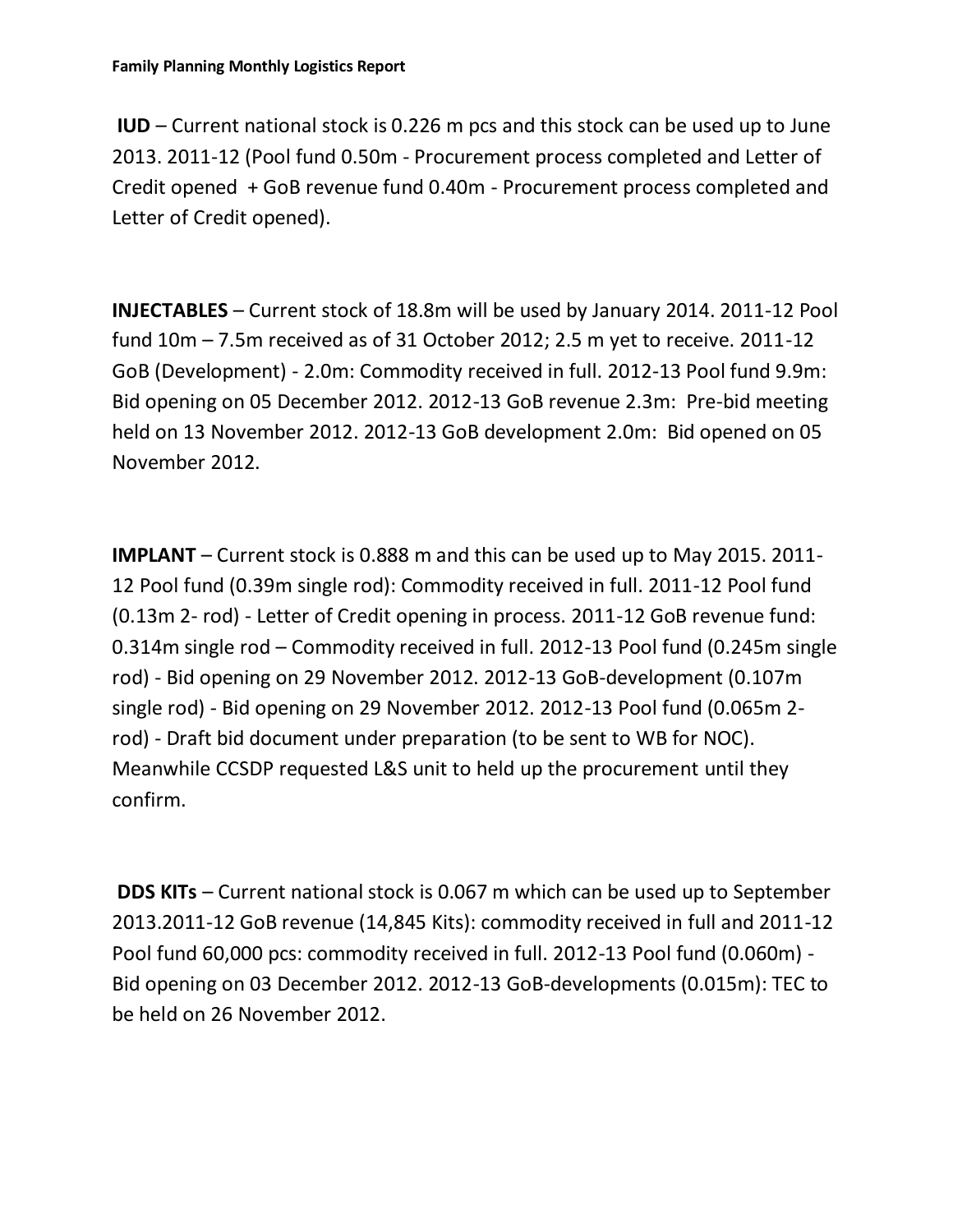**IUD** – Current national stock is 0.226 m pcs and this stock can be used up to June 2013. 2011-12 (Pool fund 0.50m - Procurement process completed and Letter of Credit opened + GoB revenue fund 0.40m - Procurement process completed and Letter of Credit opened).

**INJECTABLES** – Current stock of 18.8m will be used by January 2014. 2011-12 Pool fund 10m – 7.5m received as of 31 October 2012; 2.5 m yet to receive. 2011-12 GoB (Development) - 2.0m: Commodity received in full. 2012-13 Pool fund 9.9m: Bid opening on 05 December 2012. 2012-13 GoB revenue 2.3m: Pre-bid meeting held on 13 November 2012. 2012-13 GoB development 2.0m: Bid opened on 05 November 2012.

**IMPLANT** – Current stock is 0.888 m and this can be used up to May 2015. 2011-12 Pool fund (0.39m single rod): Commodity received in full. 2011-12 Pool fund (0.13m 2- rod) - Letter of Credit opening in process. 2011-12 GoB revenue fund: 0.314m single rod – Commodity received in full. 2012-13 Pool fund (0.245m single rod) - Bid opening on 29 November 2012. 2012-13 GoB-development (0.107m single rod) - Bid opening on 29 November 2012. 2012-13 Pool fund (0.065m 2-rod) - Draft bid document under preparation (to be sent to WB for NOC). Meanwhile CCSDP requested L&S unit to held up the procurement until they confirm.

**DDS KITs** – Current national stock is 0.067 m which can be used up to September 2013.2011-12 GoB revenue (14,845 Kits): commodity received in full and 2011-12 Pool fund 60,000 pcs: commodity received in full. 2012-13 Pool fund (0.060m) - Bid opening on 03 December 2012. 2012-13 GoB-developments (0.015m): TEC to be held on 26 November 2012.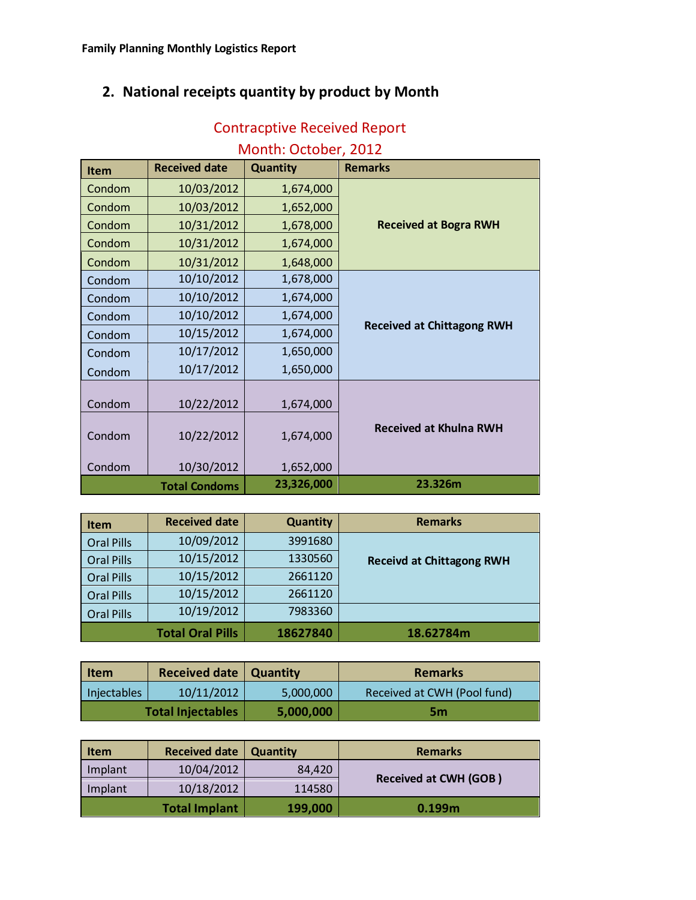## 2. National receipts quantity by product by Month

Contracptive Received Report

Month: October, 2012

| Item | Received date | Quantity | Remarks |
|---|---|---|---|
| Condom | 10/03/2012 | 1,674,000 | Received at Bogra RWH |
| Condom | 10/03/2012 | 1,652,000 | |
| Condom | 10/31/2012 | 1,678,000 | |
| Condom | 10/31/2012 | 1,674,000 | |
| Condom | 10/31/2012 | 1,648,000 | |
| Condom | 10/10/2012 | 1,678,000 | Received at Chittagong RWH |
| Condom | 10/10/2012 | 1,674,000 | |
| Condom | 10/10/2012 | 1,674,000 | |
| Condom | 10/15/2012 | 1,674,000 | |
| Condom | 10/17/2012 | 1,650,000 | |
| Condom | 10/17/2012 | 1,650,000 | |
| Condom | 10/22/2012 | 1,674,000 | Received at Khulna RWH |
| Condom | 10/22/2012 | 1,674,000 | |
| Condom | 10/30/2012 | 1,652,000 | |
| | **Total Condoms** | **23,326,000** | **23.326m** |

| Item | Received date | Quantity | Remarks |
|---|---|---|---|
| Oral Pills | 10/09/2012 | 3991680 | Receivd at Chittagong RWH |
| Oral Pills | 10/15/2012 | 1330560 | |
| Oral Pills | 10/15/2012 | 2661120 | |
| Oral Pills | 10/15/2012 | 2661120 | |
| Oral Pills | 10/19/2012 | 7983360 | |
| | **Total Oral Pills** | **18627840** | **18.62784m** |

| Item | Received date | Quantity | Remarks |
|---|---|---|---|
| Injectables | 10/11/2012 | 5,000,000 | Received at CWH (Pool fund) |
| | **Total Injectables** | **5,000,000** | **5m** |

| Item | Received date | Quantity | Remarks |
|---|---|---|---|
| Implant | 10/04/2012 | 84,420 | Received at CWH (GOB ) |
| Implant | 10/18/2012 | 114580 | |
| | **Total Implant** | **199,000** | **0.199m** |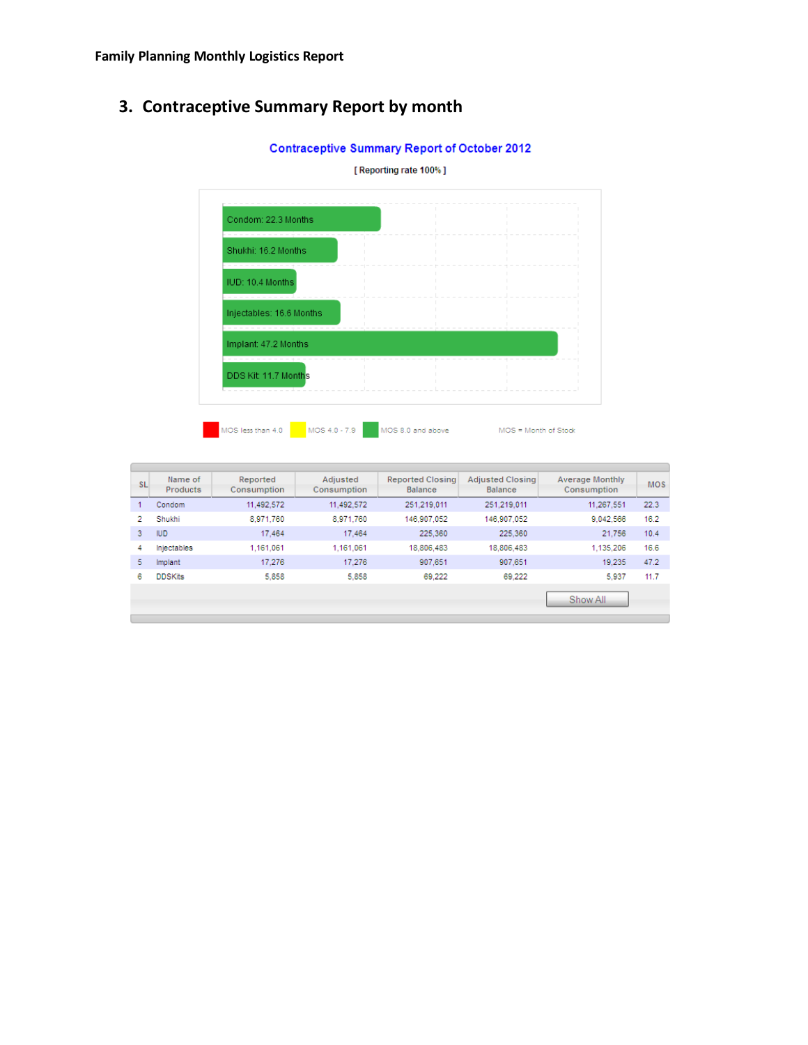**Family Planning Monthly Logistics Report**

## 3. Contraceptive Summary Report by month

### Contraceptive Summary Report of October 2012

[ Reporting rate 100% ]

- Condom: 22.3 Months
- Shukhi: 16.2 Months
- IUD: 10.4 Months
- Injectables: 16.6 Months
- Implant: 47.2 Months
- DDS Kit: 11.7 Months

MOS less than 4.0 | MOS 4.0 - 7.9 | MOS 8.0 and above | MOS = Month of Stock

| SL | Name of Products | Reported Consumption | Adjusted Consumption | Reported Closing Balance | Adjusted Closing Balance | Average Monthly Consumption | MOS |
|---|---|---|---|---|---|---|---|
| 1 | Condom | 11,492,572 | 11,492,572 | 251,219,011 | 251,219,011 | 11,267,551 | 22.3 |
| 2 | Shukhi | 8,971,760 | 8,971,760 | 146,907,052 | 146,907,052 | 9,042,566 | 16.2 |
| 3 | IUD | 17,464 | 17,464 | 225,360 | 225,360 | 21,756 | 10.4 |
| 4 | Injectables | 1,161,061 | 1,161,061 | 18,806,483 | 18,806,483 | 1,135,206 | 16.6 |
| 5 | Implant | 17,276 | 17,276 | 907,651 | 907,651 | 19,235 | 47.2 |
| 6 | DDSKits | 5,858 | 5,858 | 69,222 | 69,222 | 5,937 | 11.7 |

Show All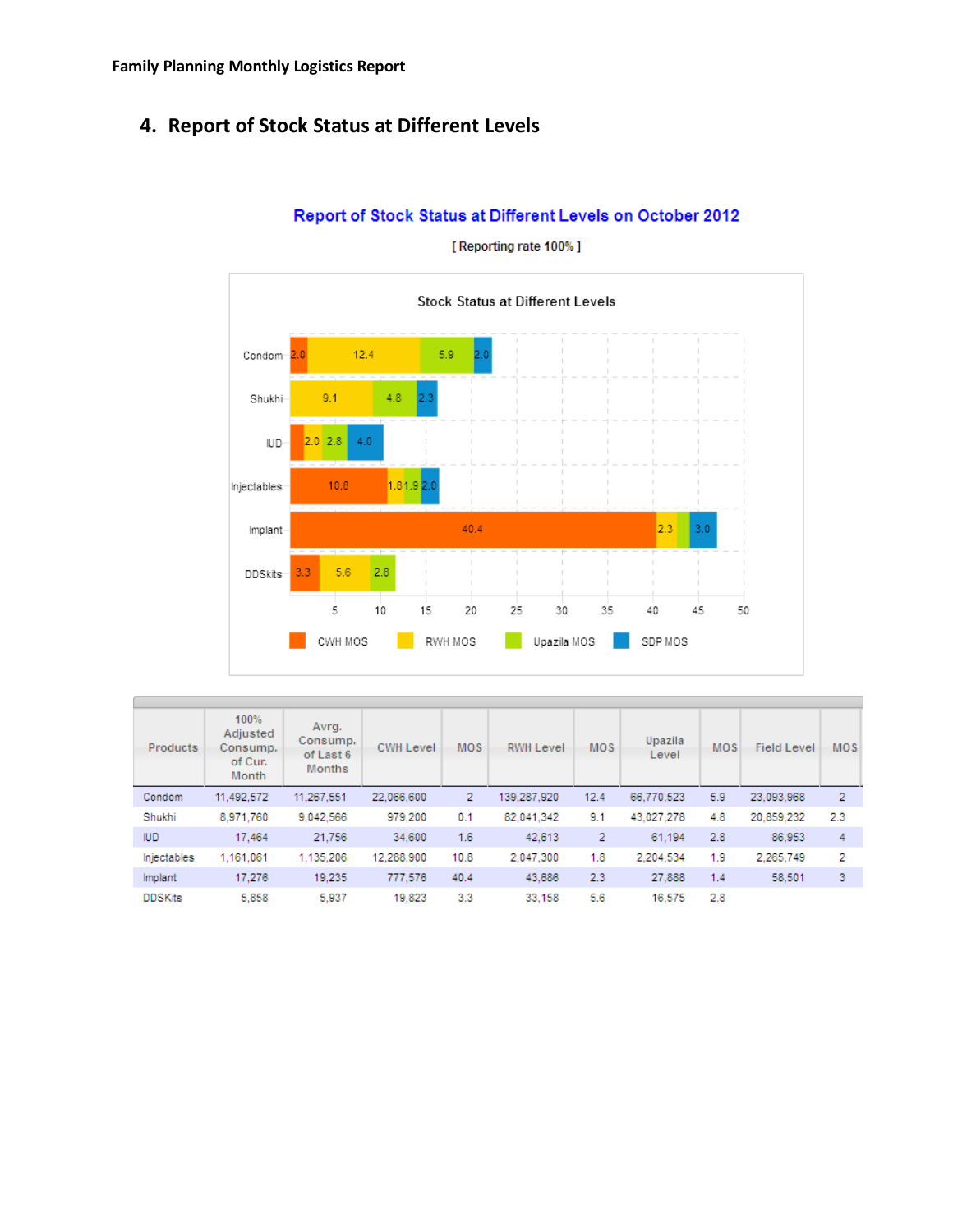## 4. Report of Stock Status at Different Levels

**Report of Stock Status at Different Levels on October 2012**

[ Reporting rate 100% ]

Stock Status at Different Levels

| Products | 100% Adjusted Consump. of Cur. Month | Avrg. Consump. of Last 6 Months | CWH Level | MOS | RWH Level | MOS | Upazila Level | MOS | Field Level | MOS |
|---|---|---|---|---|---|---|---|---|---|---|
| Condom | 11,492,572 | 11,267,551 | 22,066,600 | 2 | 139,287,920 | 12.4 | 66,770,523 | 5.9 | 23,093,968 | 2 |
| Shukhi | 8,971,760 | 9,042,566 | 979,200 | 0.1 | 82,041,342 | 9.1 | 43,027,278 | 4.8 | 20,859,232 | 2.3 |
| IUD | 17,464 | 21,756 | 34,600 | 1.6 | 42,613 | 2 | 61,194 | 2.8 | 86,953 | 4 |
| Injectables | 1,161,061 | 1,135,206 | 12,288,900 | 10.8 | 2,047,300 | 1.8 | 2,204,534 | 1.9 | 2,265,749 | 2 |
| Implant | 17,276 | 19,235 | 777,576 | 40.4 | 43,686 | 2.3 | 27,888 | 1.4 | 58,501 | 3 |
| DDSKits | 5,858 | 5,937 | 19,823 | 3.3 | 33,158 | 5.6 | 16,575 | 2.8 | | |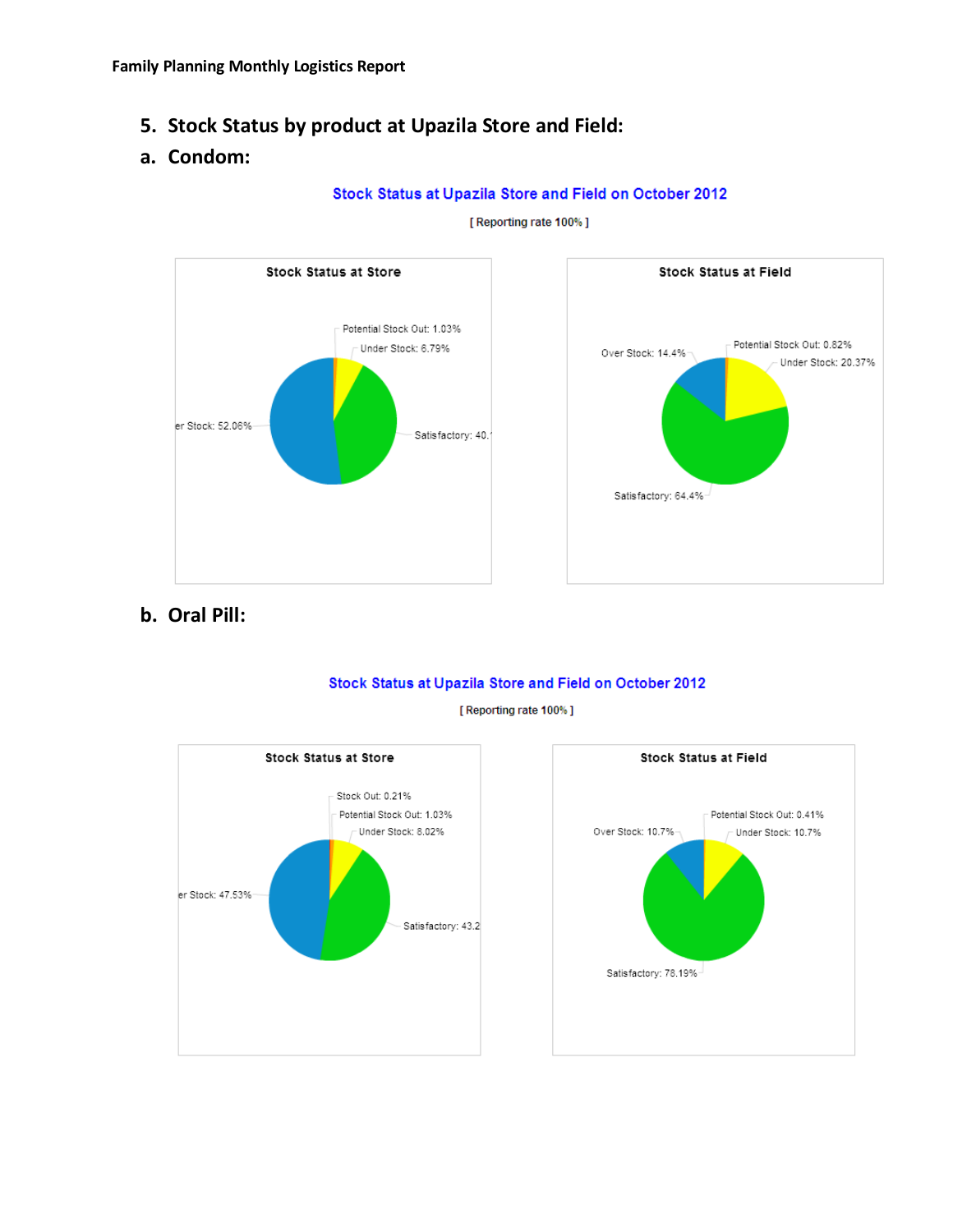## 5. Stock Status by product at Upazila Store and Field:

### a. Condom:

Stock Status at Upazila Store and Field on October 2012

[ Reporting rate 100% ]

**Stock Status at Store**

- Potential Stock Out: 1.03%
- Under Stock: 6.79%
- er Stock: 52.06%
- Satisfactory: 40.

**Stock Status at Field**

- Over Stock: 14.4%
- Potential Stock Out: 0.82%
- Under Stock: 20.37%
- Satisfactory: 64.4%

### b. Oral Pill:

Stock Status at Upazila Store and Field on October 2012

[ Reporting rate 100% ]

**Stock Status at Store**

- Stock Out: 0.21%
- Potential Stock Out: 1.03%
- Under Stock: 8.02%
- er Stock: 47.53%
- Satisfactory: 43.2

**Stock Status at Field**

- Over Stock: 10.7%
- Potential Stock Out: 0.41%
- Under Stock: 10.7%
- Satisfactory: 78.19%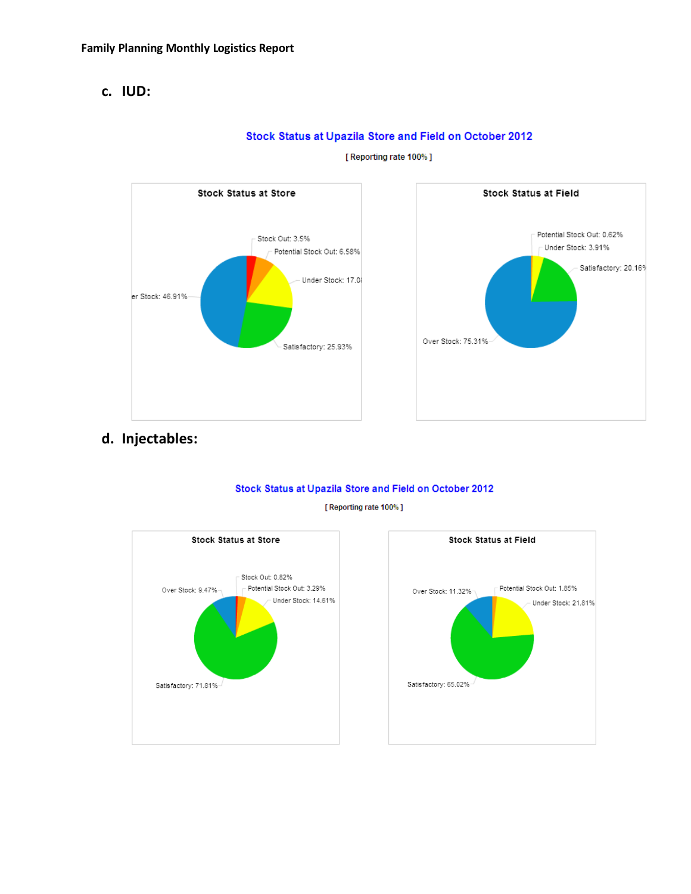### c. IUD:

Stock Status at Upazila Store and Field on October 2012

[ Reporting rate 100% ]

Stock Status at Store

Stock Out: 3.5%

Potential Stock Out: 6.58%

Under Stock: 17.0

er Stock: 46.91%

Satisfactory: 25.93%

Stock Status at Field

Potential Stock Out: 0.62%

Under Stock: 3.91%

Satisfactory: 20.16%

Over Stock: 75.31%

### d. Injectables:

Stock Status at Upazila Store and Field on October 2012

[ Reporting rate 100% ]

Stock Status at Store

Stock Out: 0.82%

Over Stock: 9.47%

Potential Stock Out: 3.29%

Under Stock: 14.61%

Satisfactory: 71.81%

Stock Status at Field

Over Stock: 11.32%

Potential Stock Out: 1.85%

Under Stock: 21.81%

Satisfactory: 65.02%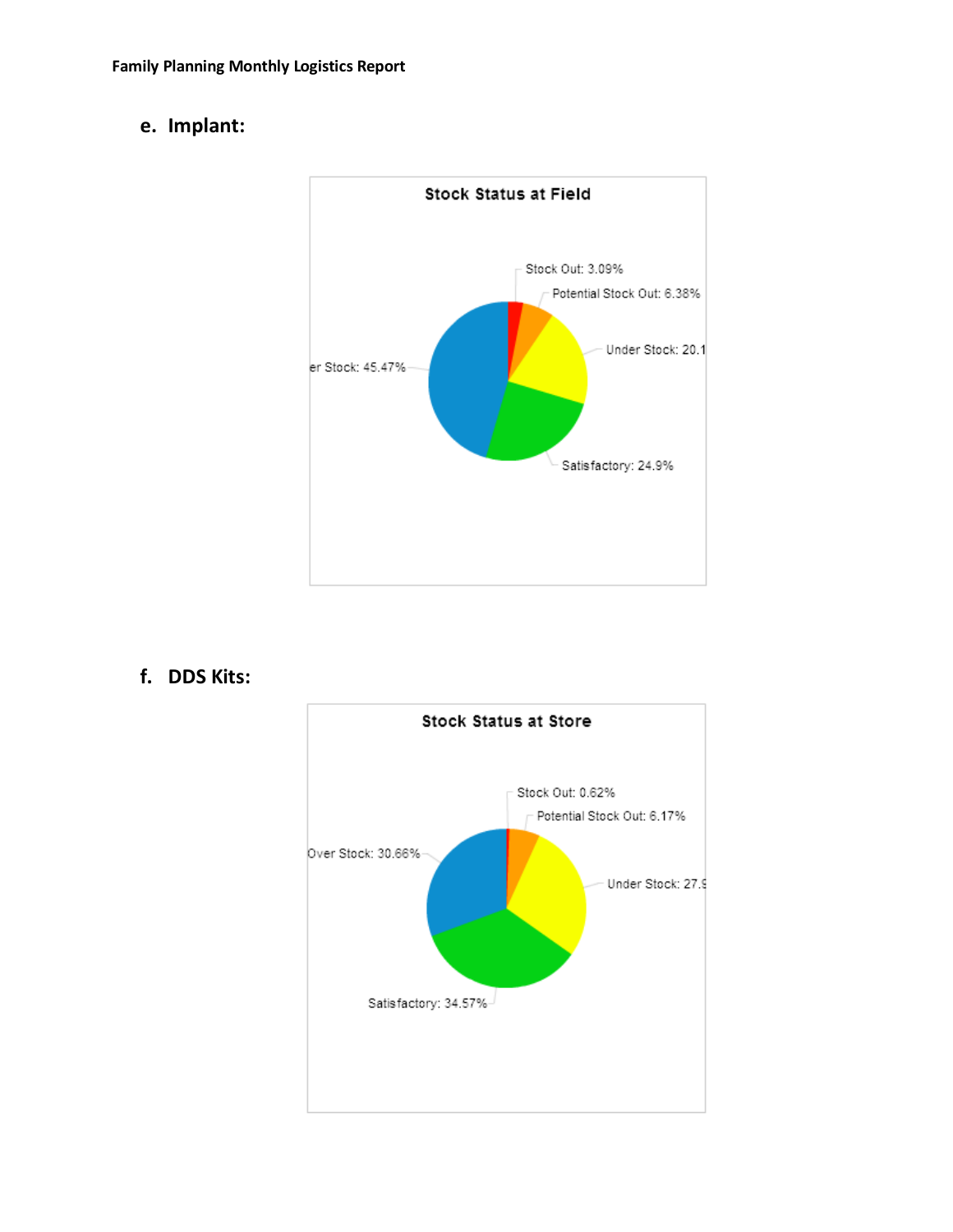## e. Implant:

**Stock Status at Field**

- Stock Out: 3.09%
- Potential Stock Out: 6.38%
- Under Stock: 20.1
- Satisfactory: 24.9%
- er Stock: 45.47%

## f. DDS Kits:

**Stock Status at Store**

- Stock Out: 0.62%
- Potential Stock Out: 6.17%
- Under Stock: 27.9
- Satisfactory: 34.57%
- Over Stock: 30.66%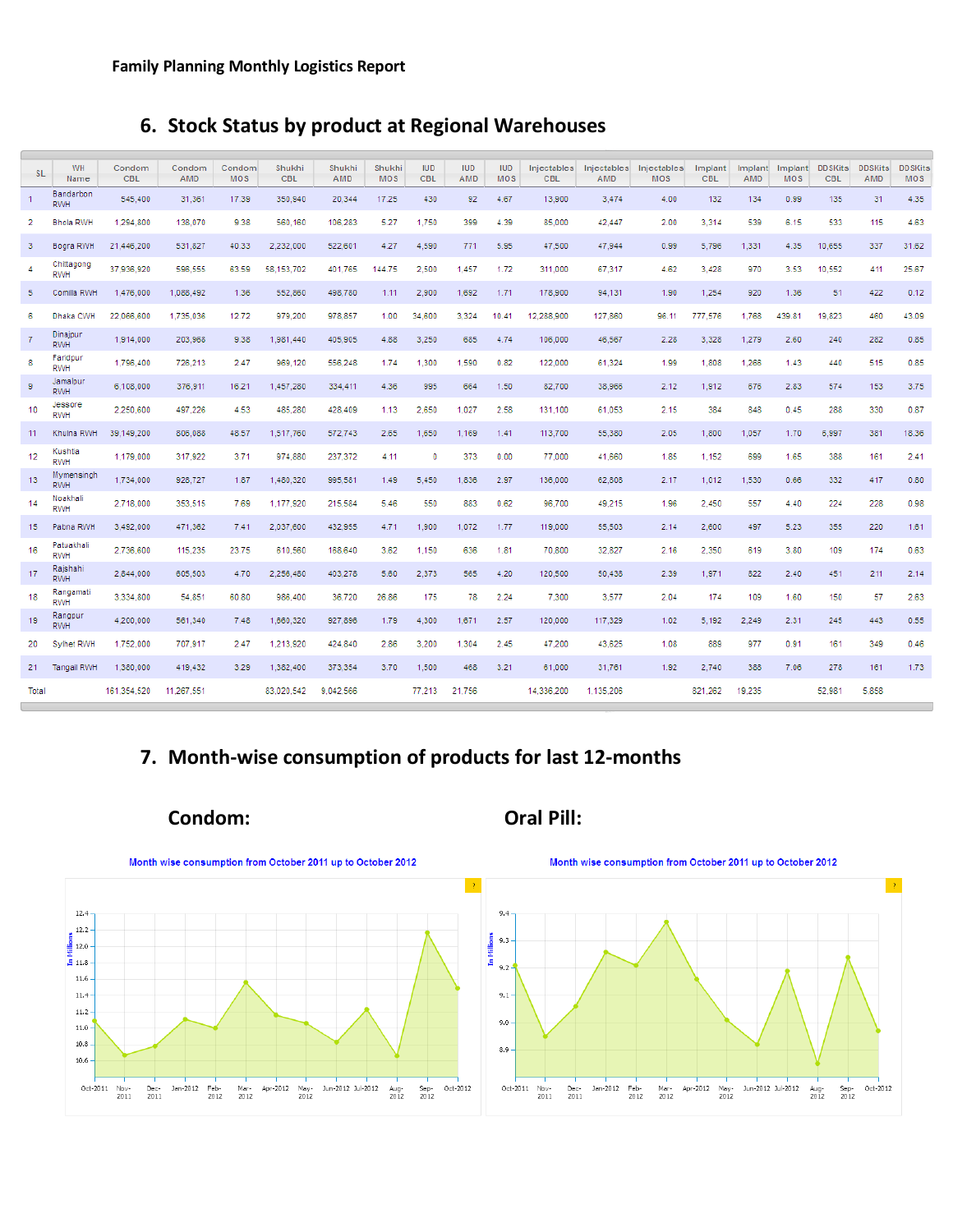**Family Planning Monthly Logistics Report**

## 6. Stock Status by product at Regional Warehouses

| SL | WH Name | Condom CBL | Condom AMD | Condom MOS | Shukhi CBL | Shukhi AMD | Shukhi MOS | IUD CBL | IUD AMD | IUD MOS | Injectables CBL | Injectables AMD | Injectables MOS | Implant CBL | Implant AMD | Implant MOS | DDSKits CBL | DDSKits AMD | DDSKits MOS |
|---|---|---|---|---|---|---|---|---|---|---|---|---|---|---|---|---|---|---|---|
| 1 | Bandarbon RWH | 545,400 | 31,361 | 17.39 | 350,940 | 20,344 | 17.25 | 430 | 92 | 4.67 | 13,900 | 3,474 | 4.00 | 132 | 134 | 0.99 | 135 | 31 | 4.35 |
| 2 | Bhola RWH | 1,294,800 | 138,070 | 9.38 | 560,160 | 106,283 | 5.27 | 1,750 | 399 | 4.39 | 85,000 | 42,447 | 2.00 | 3,314 | 539 | 6.15 | 533 | 115 | 4.63 |
| 3 | Bogra RWH | 21,446,200 | 531,827 | 40.33 | 2,232,000 | 522,601 | 4.27 | 4,590 | 771 | 5.95 | 47,500 | 47,944 | 0.99 | 5,796 | 1,331 | 4.35 | 10,655 | 337 | 31.62 |
| 4 | Chittagong RWH | 37,936,920 | 596,555 | 63.59 | 58,153,702 | 401,765 | 144.75 | 2,500 | 1,457 | 1.72 | 311,000 | 67,317 | 4.62 | 3,428 | 970 | 3.53 | 10,552 | 411 | 25.67 |
| 5 | Comilla RWH | 1,476,000 | 1,088,492 | 1.36 | 552,860 | 498,780 | 1.11 | 2,900 | 1,692 | 1.71 | 178,900 | 94,131 | 1.90 | 1,254 | 920 | 1.36 | 51 | 422 | 0.12 |
| 6 | Dhaka CWH | 22,066,600 | 1,735,036 | 12.72 | 979,200 | 978,857 | 1.00 | 34,600 | 3,324 | 10.41 | 12,288,900 | 127,860 | 96.11 | 777,576 | 1,768 | 439.81 | 19,823 | 460 | 43.09 |
| 7 | Dinajpur RWH | 1,914,000 | 203,968 | 9.38 | 1,981,440 | 405,905 | 4.88 | 3,250 | 685 | 4.74 | 106,000 | 46,567 | 2.28 | 3,328 | 1,279 | 2.60 | 240 | 282 | 0.85 |
| 8 | Faridpur RWH | 1,796,400 | 726,213 | 2.47 | 969,120 | 556,248 | 1.74 | 1,300 | 1,590 | 0.82 | 122,000 | 61,324 | 1.99 | 1,808 | 1,266 | 1.43 | 440 | 515 | 0.85 |
| 9 | Jamalpur RWH | 6,108,000 | 376,911 | 16.21 | 1,457,280 | 334,411 | 4.36 | 995 | 664 | 1.50 | 82,700 | 38,966 | 2.12 | 1,912 | 676 | 2.83 | 574 | 153 | 3.75 |
| 10 | Jessore RWH | 2,250,600 | 497,226 | 4.53 | 485,280 | 428,409 | 1.13 | 2,650 | 1,027 | 2.58 | 131,100 | 61,053 | 2.15 | 384 | 848 | 0.45 | 288 | 330 | 0.87 |
| 11 | Khulna RWH | 39,149,200 | 806,088 | 48.57 | 1,517,760 | 572,743 | 2.65 | 1,650 | 1,169 | 1.41 | 113,700 | 55,380 | 2.05 | 1,800 | 1,057 | 1.70 | 6,997 | 381 | 18.36 |
| 12 | Kushtia RWH | 1,179,000 | 317,922 | 3.71 | 974,880 | 237,372 | 4.11 | 0 | 373 | 0.00 | 77,000 | 41,660 | 1.85 | 1,152 | 699 | 1.65 | 388 | 161 | 2.41 |
| 13 | Mymensingh RWH | 1,734,000 | 928,727 | 1.87 | 1,480,320 | 995,581 | 1.49 | 5,450 | 1,836 | 2.97 | 136,000 | 62,606 | 2.17 | 1,012 | 1,530 | 0.66 | 332 | 417 | 0.80 |
| 14 | Noakhali RWH | 2,718,000 | 353,515 | 7.69 | 1,177,920 | 215,584 | 5.46 | 550 | 883 | 0.62 | 96,700 | 49,215 | 1.96 | 2,450 | 557 | 4.40 | 224 | 228 | 0.98 |
| 15 | Pabna RWH | 3,492,000 | 471,362 | 7.41 | 2,037,600 | 432,965 | 4.71 | 1,900 | 1,072 | 1.77 | 119,000 | 55,503 | 2.14 | 2,600 | 497 | 5.23 | 355 | 220 | 1.61 |
| 16 | Patuakhali RWH | 2,736,600 | 115,235 | 23.75 | 610,560 | 168,640 | 3.62 | 1,150 | 636 | 1.81 | 70,800 | 32,827 | 2.16 | 2,350 | 619 | 3.80 | 109 | 174 | 0.63 |
| 17 | Rajshahi RWH | 2,844,000 | 605,503 | 4.70 | 2,256,460 | 403,278 | 5.60 | 2,373 | 565 | 4.20 | 120,500 | 50,436 | 2.39 | 1,971 | 822 | 2.40 | 451 | 211 | 2.14 |
| 18 | Rangamati RWH | 3,334,800 | 54,851 | 60.80 | 986,400 | 36,720 | 26.86 | 175 | 78 | 2.24 | 7,300 | 3,577 | 2.04 | 174 | 109 | 1.60 | 150 | 57 | 2.63 |
| 19 | Rangpur RWH | 4,200,000 | 561,340 | 7.48 | 1,660,320 | 927,696 | 1.79 | 4,300 | 1,671 | 2.57 | 120,000 | 117,329 | 1.02 | 5,192 | 2,249 | 2.31 | 245 | 443 | 0.55 |
| 20 | Sylhet RWH | 1,752,000 | 707,917 | 2.47 | 1,213,920 | 424,840 | 2.86 | 3,200 | 1,304 | 2.45 | 47,200 | 43,625 | 1.08 | 889 | 977 | 0.91 | 161 | 349 | 0.46 |
| 21 | Tangail RWH | 1,380,000 | 419,432 | 3.29 | 1,382,400 | 373,354 | 3.70 | 1,500 | 468 | 3.21 | 61,000 | 31,761 | 1.92 | 2,740 | 388 | 7.06 | 278 | 161 | 1.73 |
| Total | | 161,354,520 | 11,267,551 | | 83,020,542 | 9,042,566 | | 77,213 | 21,756 | | 14,336,200 | 1,135,206 | | 821,262 | 19,235 | | 52,981 | 5,858 | |

## 7. Month-wise consumption of products for last 12-months

### Condom:

Month wise consumption from October 2011 up to October 2012

### Oral Pill:

Month wise consumption from October 2011 up to October 2012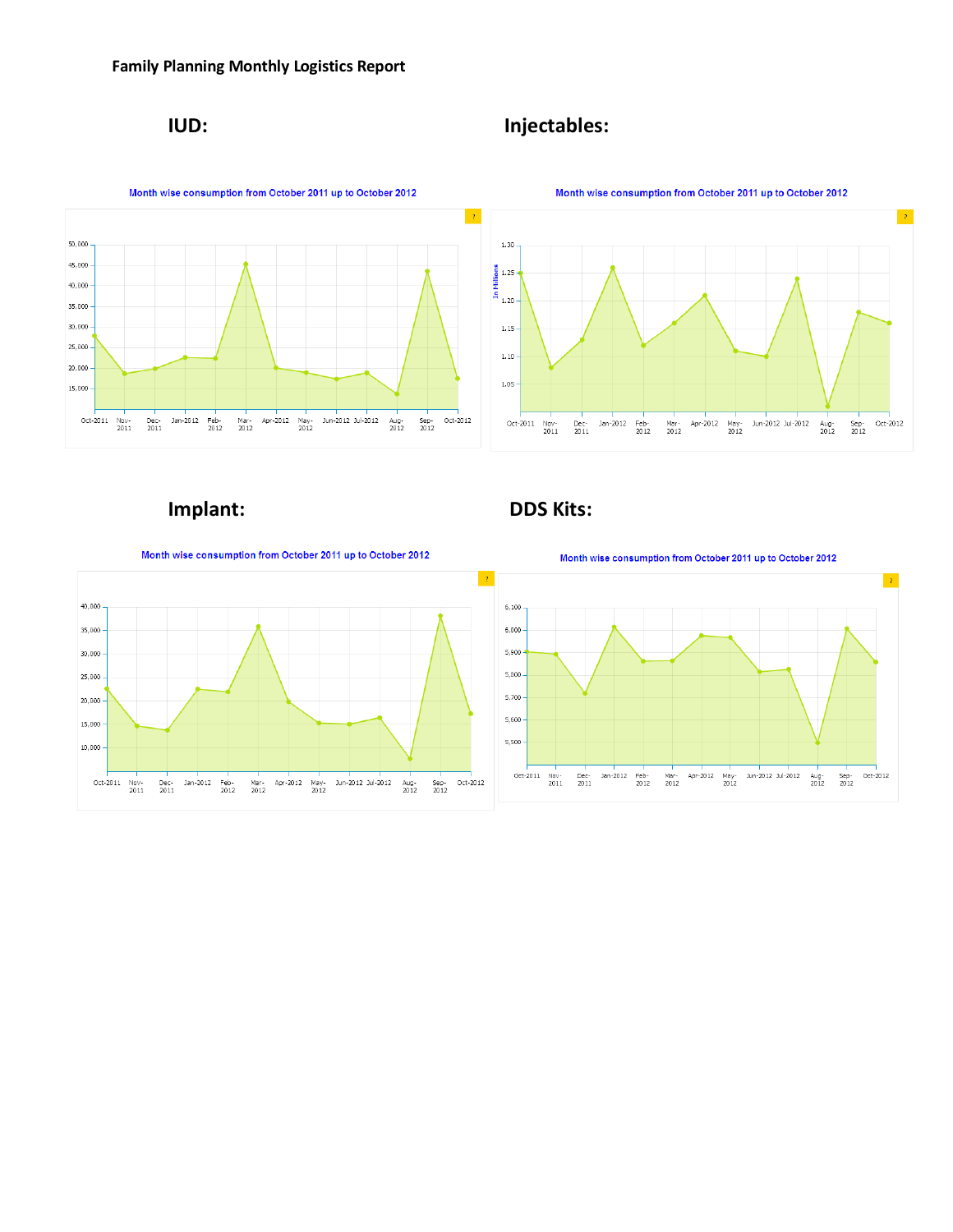**Family Planning Monthly Logistics Report**

## IUD:

Month wise consumption from October 2011 up to October 2012

## Injectables:

Month wise consumption from October 2011 up to October 2012

## Implant:

Month wise consumption from October 2011 up to October 2012

## DDS Kits:

Month wise consumption from October 2011 up to October 2012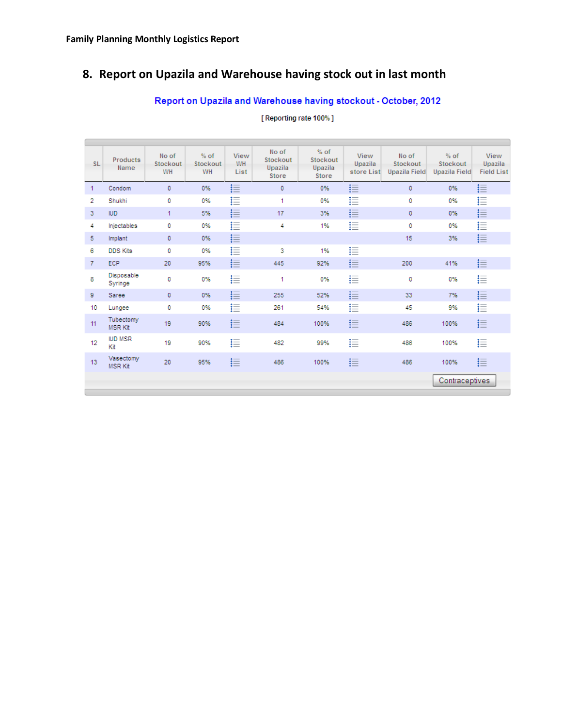Family Planning Monthly Logistics Report

## 8. Report on Upazila and Warehouse having stock out in last month

### Report on Upazila and Warehouse having stockout - October, 2012

[ Reporting rate 100% ]

| SL | Products Name | No of Stockout WH | % of Stockout WH | View WH List | No of Stockout Upazila Store | % of Stockout Upazila Store | View Upazila store List | No of Stockout Upazila Field | % of Stockout Upazila Field | View Upazila Field List |
|---|---|---|---|---|---|---|---|---|---|---|
| 1 | Condom | 0 | 0% | | 0 | 0% | | 0 | 0% | |
| 2 | Shukhi | 0 | 0% | | 1 | 0% | | 0 | 0% | |
| 3 | IUD | 1 | 5% | | 17 | 3% | | 0 | 0% | |
| 4 | Injectables | 0 | 0% | | 4 | 1% | | 0 | 0% | |
| 5 | Implant | 0 | 0% | | | | | 15 | 3% | |
| 6 | DDS Kits | 0 | 0% | | 3 | 1% | | | | |
| 7 | ECP | 20 | 95% | | 445 | 92% | | 200 | 41% | |
| 8 | Disposable Syringe | 0 | 0% | | 1 | 0% | | 0 | 0% | |
| 9 | Saree | 0 | 0% | | 255 | 52% | | 33 | 7% | |
| 10 | Lungee | 0 | 0% | | 261 | 54% | | 45 | 9% | |
| 11 | Tubectomy MSR Kit | 19 | 90% | | 484 | 100% | | 486 | 100% | |
| 12 | IUD MSR Kit | 19 | 90% | | 482 | 99% | | 486 | 100% | |
| 13 | Vasectomy MSR Kit | 20 | 95% | | 486 | 100% | | 486 | 100% | |

Contraceptives